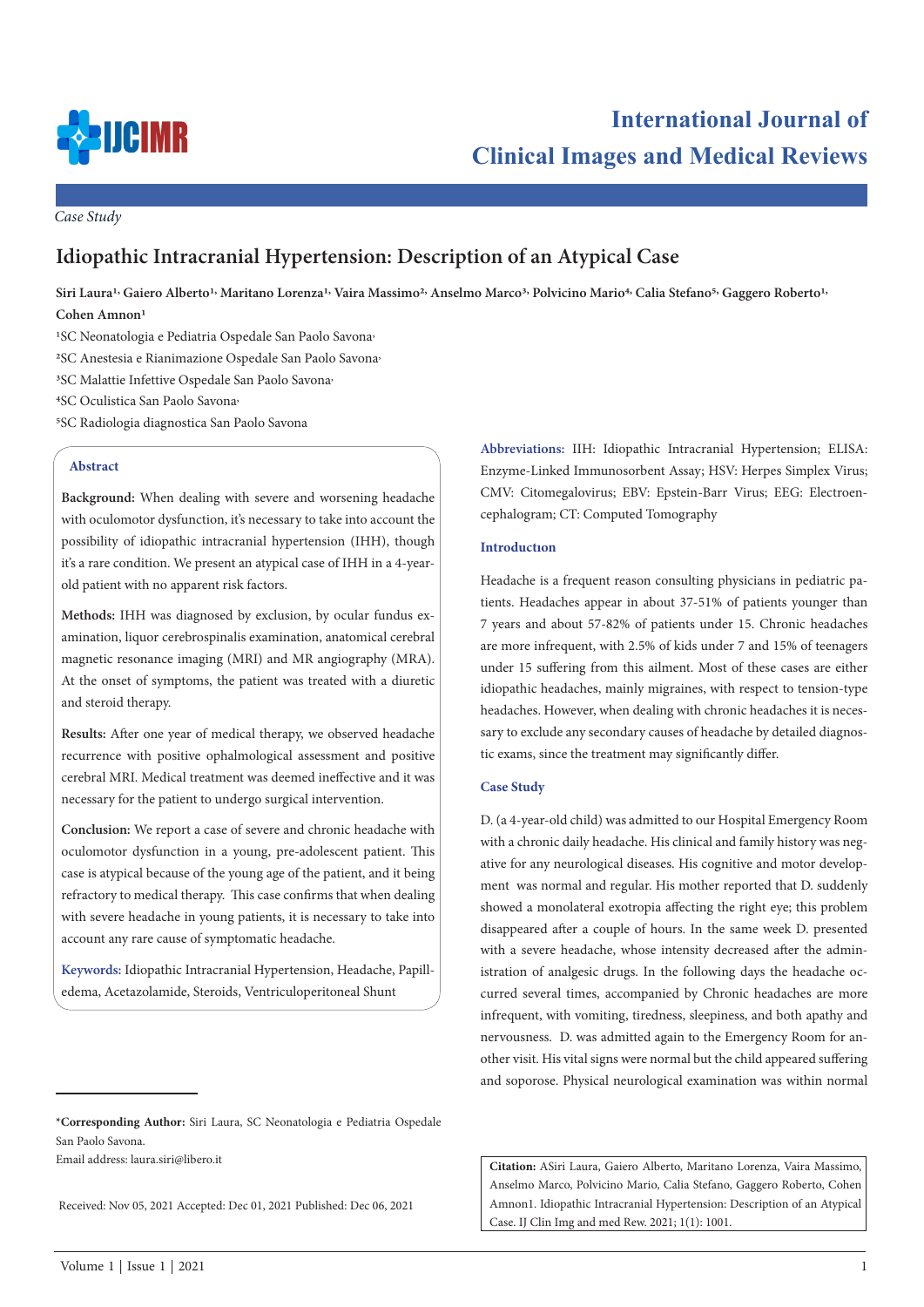*Case Study*

# Idiopathic Intracranial Hypertension: Description of an Atypical Case

**Siri Laura[1], Gaiero Alberto[1], Maritano Lorenza[1], Vaira Massimo[2], Anselmo Marco[3], Polvicino Mario[4], Calia Stefano[5], Gaggero Roberto[1], Cohen Amnon[1]**

[1]SC Neonatologia e Pediatria Ospedale San Paolo Savona,

[2]SC Anestesia e Rianimazione Ospedale San Paolo Savona,

[3]SC Malattie Infettive Ospedale San Paolo Savona,

[4]SC Oculistica San Paolo Savona,

[5]SC Radiologia diagnostica San Paolo Savona

## Abstract

**Background:** When dealing with severe and worsening headache with oculomotor dysfunction, it's necessary to take into account the possibility of idiopathic intracranial hypertension (IHH), though it's a rare condition. We present an atypical case of IHH in a 4-year-old patient with no apparent risk factors.

**Methods:** IHH was diagnosed by exclusion, by ocular fundus examination, liquor cerebrospinalis examination, anatomical cerebral magnetic resonance imaging (MRI) and MR angiography (MRA). At the onset of symptoms, the patient was treated with a diuretic and steroid therapy.

**Results:** After one year of medical therapy, we observed headache recurrence with positive ophalmological assessment and positive cerebral MRI. Medical treatment was deemed ineffective and it was necessary for the patient to undergo surgical intervention.

**Conclusion:** We report a case of severe and chronic headache with oculomotor dysfunction in a young, pre-adolescent patient. This case is atypical because of the young age of the patient, and it being refractory to medical therapy. This case confirms that when dealing with severe headache in young patients, it is necessary to take into account any rare cause of symptomatic headache.

**Keywords:** Idiopathic Intracranial Hypertension, Headache, Papilledema, Acetazolamide, Steroids, Ventriculoperitoneal Shunt

**Abbreviations:** IIH: Idiopathic Intracranial Hypertension; ELISA: Enzyme-Linked Immunosorbent Assay; HSV: Herpes Simplex Virus; CMV: Citomegalovirus; EBV: Epstein-Barr Virus; EEG: Electroencephalogram; CT: Computed Tomography

## Introductıon

Headache is a frequent reason consulting physicians in pediatric patients. Headaches appear in about 37-51% of patients younger than 7 years and about 57-82% of patients under 15. Chronic headaches are more infrequent, with 2.5% of kids under 7 and 15% of teenagers under 15 suffering from this ailment. Most of these cases are either idiopathic headaches, mainly migraines, with respect to tension-type headaches. However, when dealing with chronic headaches it is necessary to exclude any secondary causes of headache by detailed diagnostic exams, since the treatment may significantly differ.

## Case Study

D. (a 4-year-old child) was admitted to our Hospital Emergency Room with a chronic daily headache. His clinical and family history was negative for any neurological diseases. His cognitive and motor development was normal and regular. His mother reported that D. suddenly showed a monolateral exotropia affecting the right eye; this problem disappeared after a couple of hours. In the same week D. presented with a severe headache, whose intensity decreased after the administration of analgesic drugs. In the following days the headache occurred several times, accompanied by Chronic headaches are more infrequent, with vomiting, tiredness, sleepiness, and both apathy and nervousness. D. was admitted again to the Emergency Room for another visit. His vital signs were normal but the child appeared suffering and soporose. Physical neurological examination was within normal

\*Corresponding Author: Siri Laura, SC Neonatologia e Pediatria Ospedale San Paolo Savona.
Email address: laura.siri@libero.it

Received: Nov 05, 2021 Accepted: Dec 01, 2021 Published: Dec 06, 2021

**Citation:** ASiri Laura, Gaiero Alberto, Maritano Lorenza, Vaira Massimo, Anselmo Marco, Polvicino Mario, Calia Stefano, Gaggero Roberto, Cohen Amnon1. Idiopathic Intracranial Hypertension: Description of an Atypical Case. IJ Clin Img and med Rew. 2021; 1(1): 1001.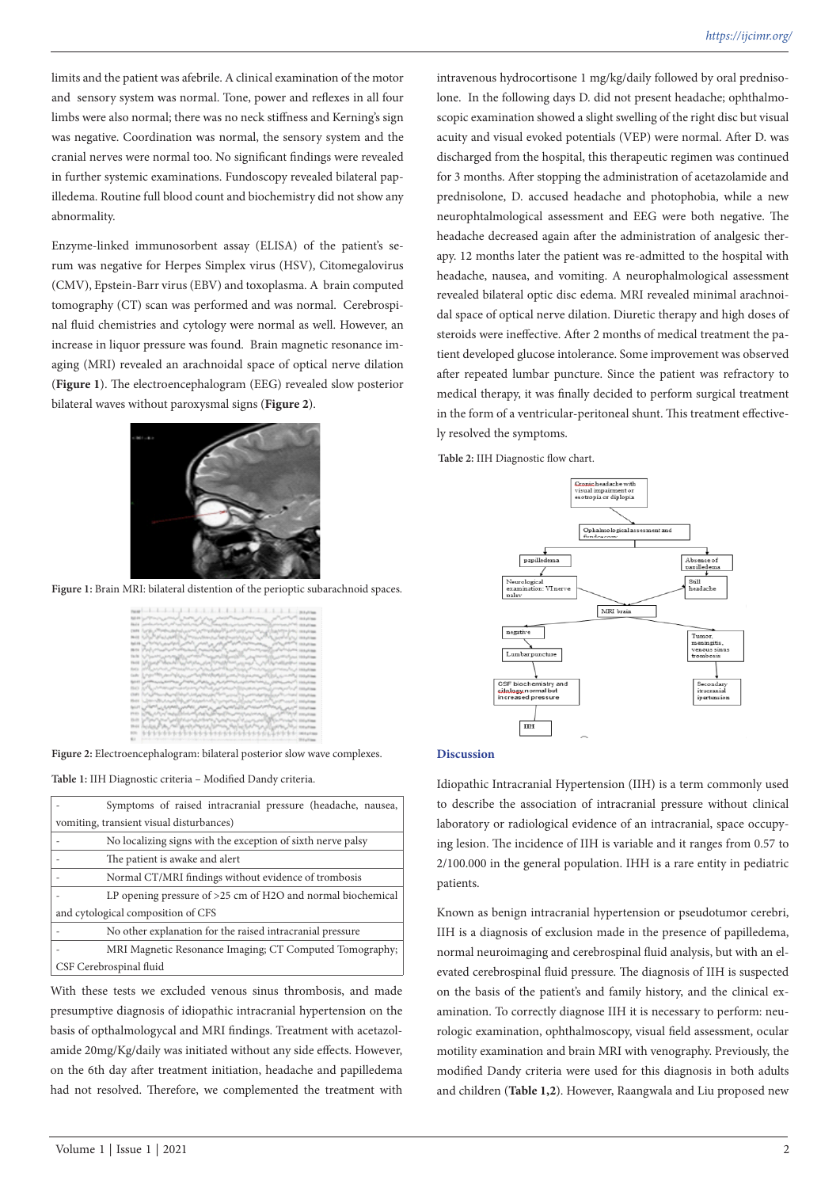limits and the patient was afebrile. A clinical examination of the motor and sensory system was normal. Tone, power and reflexes in all four limbs were also normal; there was no neck stiffness and Kerning's sign was negative. Coordination was normal, the sensory system and the cranial nerves were normal too. No significant findings were revealed in further systemic examinations. Fundoscopy revealed bilateral papilledema. Routine full blood count and biochemistry did not show any abnormality.

Enzyme-linked immunosorbent assay (ELISA) of the patient's serum was negative for Herpes Simplex virus (HSV), Citomegalovirus (CMV), Epstein-Barr virus (EBV) and toxoplasma. A brain computed tomography (CT) scan was performed and was normal. Cerebrospinal fluid chemistries and cytology were normal as well. However, an increase in liquor pressure was found. Brain magnetic resonance imaging (MRI) revealed an arachnoidal space of optical nerve dilation (**Figure 1**). The electroencephalogram (EEG) revealed slow posterior bilateral waves without paroxysmal signs (**Figure 2**).

**Figure 1:** Brain MRI: bilateral distention of the perioptic subarachnoid spaces.

**Figure 2:** Electroencephalogram: bilateral posterior slow wave complexes.

**Table 1:** IIH Diagnostic criteria – Modified Dandy criteria.

| |
|---|
| - Symptoms of raised intracranial pressure (headache, nausea, vomiting, transient visual disturbances) |
| - No localizing signs with the exception of sixth nerve palsy |
| - The patient is awake and alert |
| - Normal CT/MRI findings without evidence of trombosis |
| - LP opening pressure of >25 cm of H2O and normal biochemical and cytological composition of CFS |
| - No other explanation for the raised intracranial pressure |
| - MRI Magnetic Resonance Imaging; CT Computed Tomography; CSF Cerebrospinal fluid |

With these tests we excluded venous sinus thrombosis, and made presumptive diagnosis of idiopathic intracranial hypertension on the basis of opthalmologycal and MRI findings. Treatment with acetazolamide 20mg/Kg/daily was initiated without any side effects. However, on the 6th day after treatment initiation, headache and papilledema had not resolved. Therefore, we complemented the treatment with intravenous hydrocortisone 1 mg/kg/daily followed by oral prednisolone. In the following days D. did not present headache; ophthalmoscopic examination showed a slight swelling of the right disc but visual acuity and visual evoked potentials (VEP) were normal. After D. was discharged from the hospital, this therapeutic regimen was continued for 3 months. After stopping the administration of acetazolamide and prednisolone, D. accused headache and photophobia, while a new neurophtalmological assessment and EEG were both negative. The headache decreased again after the administration of analgesic therapy. 12 months later the patient was re-admitted to the hospital with headache, nausea, and vomiting. A neurophalmological assessment revealed bilateral optic disc edema. MRI revealed minimal arachnoidal space of optical nerve dilation. Diuretic therapy and high doses of steroids were ineffective. After 2 months of medical treatment the patient developed glucose intolerance. Some improvement was observed after repeated lumbar puncture. Since the patient was refractory to medical therapy, it was finally decided to perform surgical treatment in the form of a ventricular-peritoneal shunt. This treatment effectively resolved the symptoms.

**Table 2:** IIH Diagnostic flow chart.

- Cronic headache with visual impairment or esotropia or diplopia
  - Ophalmological assessment and fundoscopy
    - papilledema → Neurological examination: VI nerve palsy → MRI brain
    - Absence of papilledema → Still headache → MRI brain
      - negative → Lumbar puncture → CSF biochemistry and citology normal but increased pressure → IIH
      - Tumor, meningitis, venous sinus trombosis → Secondary itracranial ipertension

## Discussion

Idiopathic Intracranial Hypertension (IIH) is a term commonly used to describe the association of intracranial pressure without clinical laboratory or radiological evidence of an intracranial, space occupying lesion. The incidence of IIH is variable and it ranges from 0.57 to 2/100.000 in the general population. IHH is a rare entity in pediatric patients.

Known as benign intracranial hypertension or pseudotumor cerebri, IIH is a diagnosis of exclusion made in the presence of papilledema, normal neuroimaging and cerebrospinal fluid analysis, but with an elevated cerebrospinal fluid pressure. The diagnosis of IIH is suspected on the basis of the patient's and family history, and the clinical examination. To correctly diagnose IIH it is necessary to perform: neurologic examination, ophthalmoscopy, visual field assessment, ocular motility examination and brain MRI with venography. Previously, the modified Dandy criteria were used for this diagnosis in both adults and children (**Table 1,2**). However, Raangwala and Liu proposed new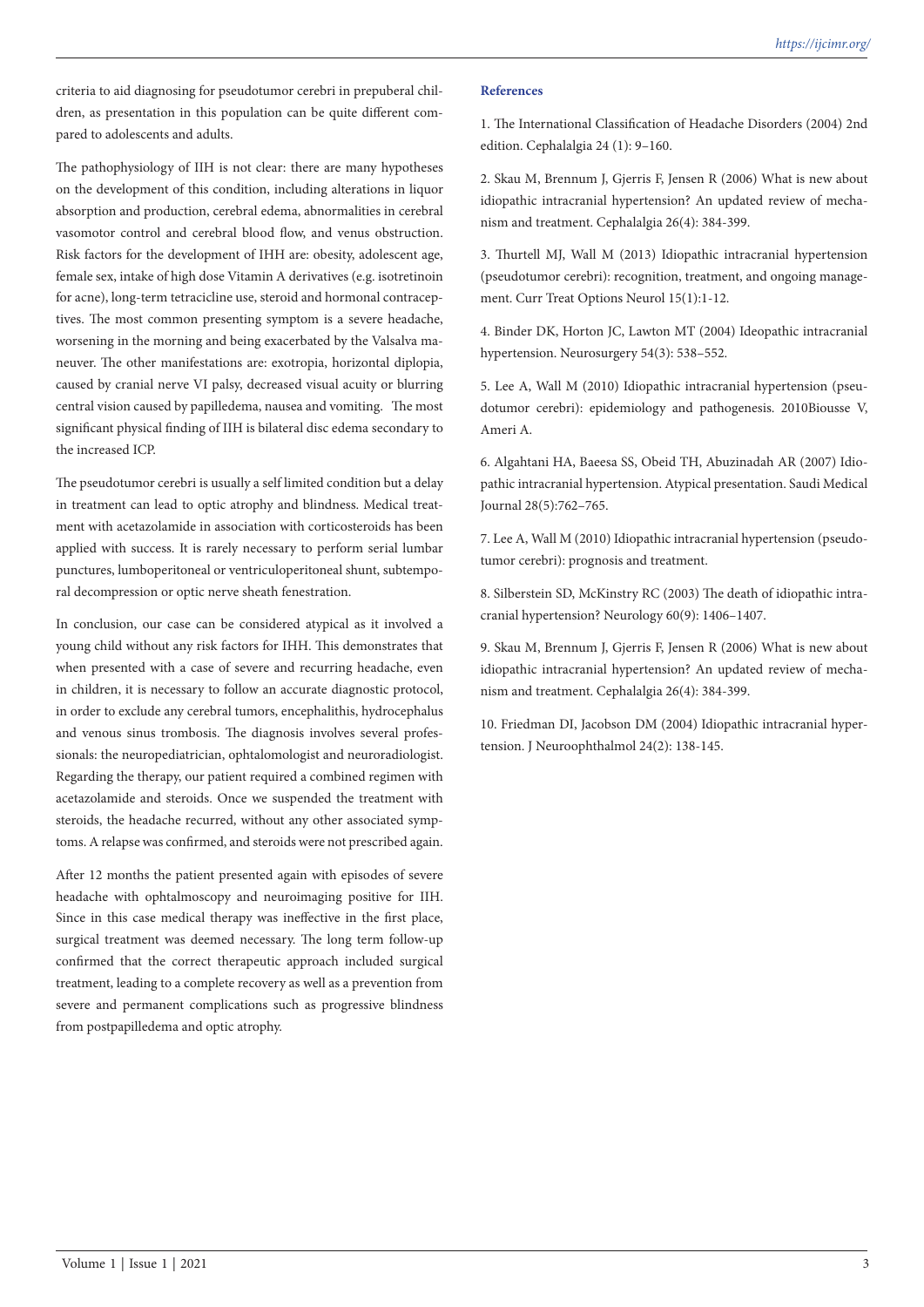criteria to aid diagnosing for pseudotumor cerebri in prepuberal children, as presentation in this population can be quite different compared to adolescents and adults.

The pathophysiology of IIH is not clear: there are many hypotheses on the development of this condition, including alterations in liquor absorption and production, cerebral edema, abnormalities in cerebral vasomotor control and cerebral blood flow, and venus obstruction. Risk factors for the development of IHH are: obesity, adolescent age, female sex, intake of high dose Vitamin A derivatives (e.g. isotretinoin for acne), long-term tetracicline use, steroid and hormonal contraceptives. The most common presenting symptom is a severe headache, worsening in the morning and being exacerbated by the Valsalva maneuver. The other manifestations are: exotropia, horizontal diplopia, caused by cranial nerve VI palsy, decreased visual acuity or blurring central vision caused by papilledema, nausea and vomiting. The most significant physical finding of IIH is bilateral disc edema secondary to the increased ICP.

The pseudotumor cerebri is usually a self limited condition but a delay in treatment can lead to optic atrophy and blindness. Medical treatment with acetazolamide in association with corticosteroids has been applied with success. It is rarely necessary to perform serial lumbar punctures, lumboperitoneal or ventriculoperitoneal shunt, subtemporal decompression or optic nerve sheath fenestration.

In conclusion, our case can be considered atypical as it involved a young child without any risk factors for IHH. This demonstrates that when presented with a case of severe and recurring headache, even in children, it is necessary to follow an accurate diagnostic protocol, in order to exclude any cerebral tumors, encephalithis, hydrocephalus and venous sinus trombosis. The diagnosis involves several professionals: the neuropediatrician, ophtalomologist and neuroradiologist. Regarding the therapy, our patient required a combined regimen with acetazolamide and steroids. Once we suspended the treatment with steroids, the headache recurred, without any other associated symptoms. A relapse was confirmed, and steroids were not prescribed again.

After 12 months the patient presented again with episodes of severe headache with ophtalmoscopy and neuroimaging positive for IIH. Since in this case medical therapy was ineffective in the first place, surgical treatment was deemed necessary. The long term follow-up confirmed that the correct therapeutic approach included surgical treatment, leading to a complete recovery as well as a prevention from severe and permanent complications such as progressive blindness from postpapilledema and optic atrophy.

**References**

1. The International Classification of Headache Disorders (2004) 2nd edition. Cephalalgia 24 (1): 9–160.

2. Skau M, Brennum J, Gjerris F, Jensen R (2006) What is new about idiopathic intracranial hypertension? An updated review of mechanism and treatment. Cephalalgia 26(4): 384-399.

3. Thurtell MJ, Wall M (2013) Idiopathic intracranial hypertension (pseudotumor cerebri): recognition, treatment, and ongoing management. Curr Treat Options Neurol 15(1):1-12.

4. Binder DK, Horton JC, Lawton MT (2004) Ideopathic intracranial hypertension. Neurosurgery 54(3): 538–552.

5. Lee A, Wall M (2010) Idiopathic intracranial hypertension (pseudotumor cerebri): epidemiology and pathogenesis. 2010Biousse V, Ameri A.

6. Algahtani HA, Baeesa SS, Obeid TH, Abuzinadah AR (2007) Idiopathic intracranial hypertension. Atypical presentation. Saudi Medical Journal 28(5):762–765.

7. Lee A, Wall M (2010) Idiopathic intracranial hypertension (pseudotumor cerebri): prognosis and treatment.

8. Silberstein SD, McKinstry RC (2003) The death of idiopathic intracranial hypertension? Neurology 60(9): 1406–1407.

9. Skau M, Brennum J, Gjerris F, Jensen R (2006) What is new about idiopathic intracranial hypertension? An updated review of mechanism and treatment. Cephalalgia 26(4): 384-399.

10. Friedman DI, Jacobson DM (2004) Idiopathic intracranial hypertension. J Neuroophthalmol 24(2): 138-145.